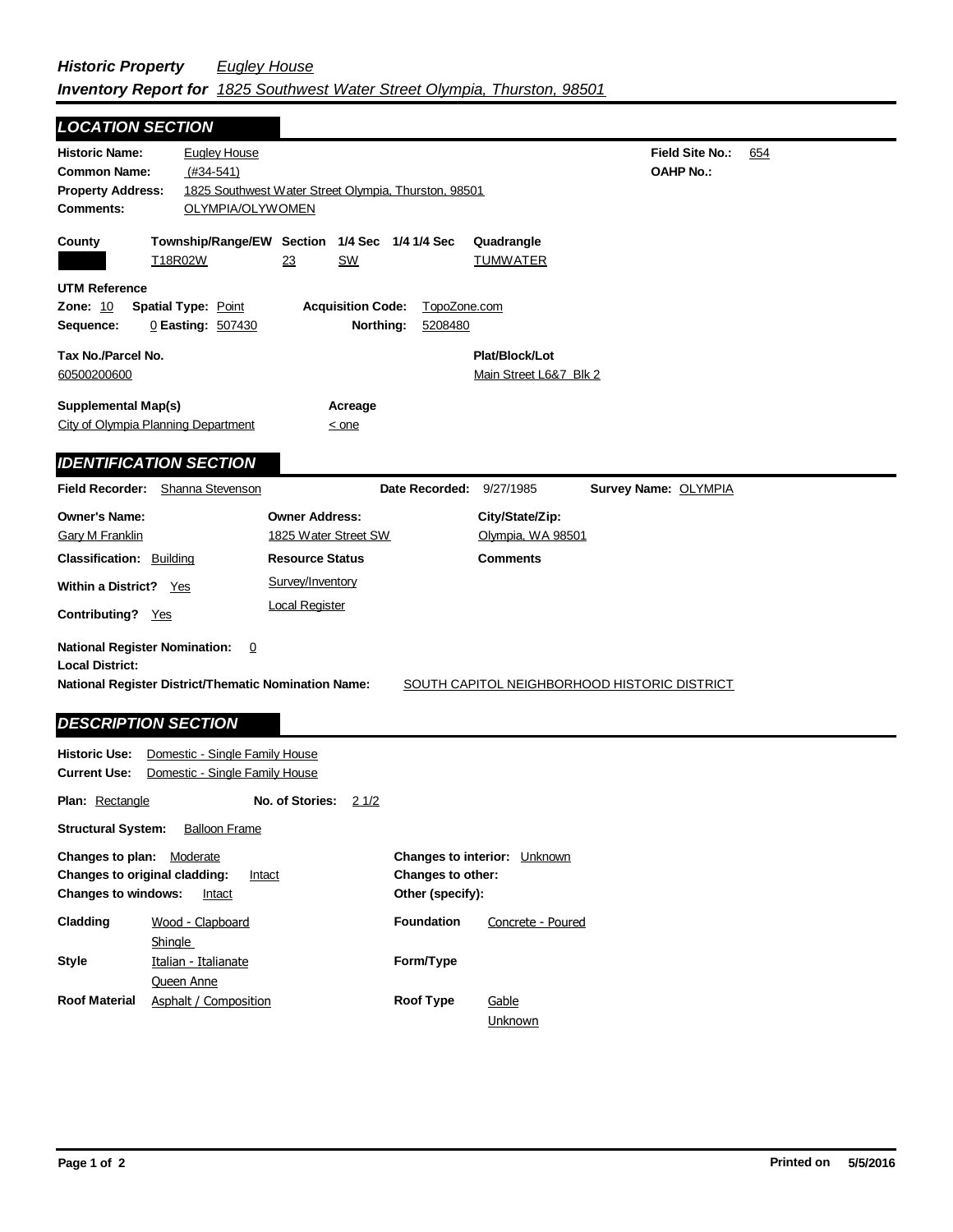***Historic Property*** *Eugley House*

***Inventory Report for*** *1825 Southwest Water Street Olympia, Thurston, 98501*

## *LOCATION SECTION*

**Historic Name:** Eugley House

**Common Name:** (#34-541)

**Property Address:** 1825 Southwest Water Street Olympia, Thurston, 98501

**Comments:** OLYMPIA/OLYWOMEN

**Field Site No.:** 654

**OAHP No.:**

| County | Township/Range/EW | Section | 1/4 Sec | 1/4 1/4 Sec | Quadrangle |
|---|---|---|---|---|---|
| | T18R02W | 23 | SW | | TUMWATER |

**UTM Reference**

**Zone:** 10 **Spatial Type:** Point **Acquisition Code:** TopoZone.com

**Sequence:** 0 **Easting:** 507430 **Northing:** 5208480

**Tax No./Parcel No.** 60500200600

**Plat/Block/Lot** Main Street L6&7 Blk 2

**Supplemental Map(s)** City of Olympia Planning Department

**Acreage** < one

## *IDENTIFICATION SECTION*

**Field Recorder:** Shanna Stevenson **Date Recorded:** 9/27/1985 **Survey Name:** OLYMPIA

**Owner's Name:** Gary M Franklin

**Owner Address:** 1825 Water Street SW

**City/State/Zip:** Olympia, WA 98501

**Classification:** Building

**Resource Status:** Survey/Inventory; Local Register

**Comments**

**Within a District?** Yes

**Contributing?** Yes

**National Register Nomination:** 0

**Local District:**

**National Register District/Thematic Nomination Name:** SOUTH CAPITOL NEIGHBORHOOD HISTORIC DISTRICT

## *DESCRIPTION SECTION*

**Historic Use:** Domestic - Single Family House

**Current Use:** Domestic - Single Family House

**Plan:** Rectangle **No. of Stories:** 2 1/2

**Structural System:** Balloon Frame

**Changes to plan:** Moderate

**Changes to original cladding:** Intact

**Changes to windows:** Intact

**Changes to interior:** Unknown

**Changes to other:**

**Other (specify):**

**Cladding:** Wood - Clapboard; Shingle

**Foundation:** Concrete - Poured

**Style:** Italian - Italianate; Queen Anne

**Form/Type:**

**Roof Material:** Asphalt / Composition

**Roof Type:** Gable; Unknown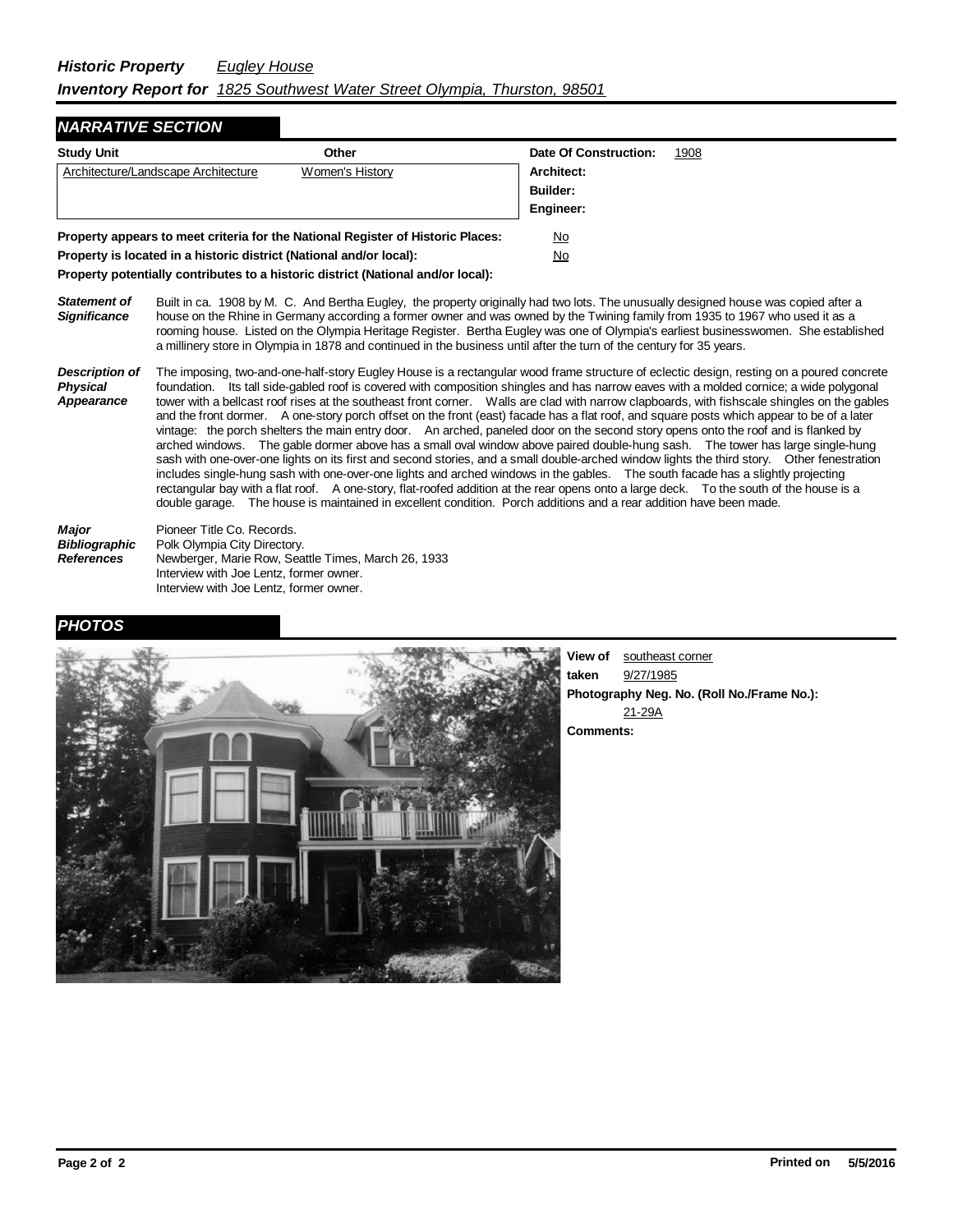**Historic Property** *Eugley House*

**Inventory Report for** *1825 Southwest Water Street Olympia, Thurston, 98501*

## NARRATIVE SECTION

| Study Unit | Other | |
|---|---|---|
| Architecture/Landscape Architecture | Women's History | **Date Of Construction:** 1908 |
| | | **Architect:** |
| | | **Builder:** |
| | | **Engineer:** |

**Property appears to meet criteria for the National Register of Historic Places:** No

**Property is located in a historic district (National and/or local):** No

**Property potentially contributes to a historic district (National and/or local):**

***Statement of Significance***

Built in ca. 1908 by M. C. And Bertha Eugley, the property originally had two lots. The unusually designed house was copied after a house on the Rhine in Germany according a former owner and was owned by the Twining family from 1935 to 1967 who used it as a rooming house. Listed on the Olympia Heritage Register. Bertha Eugley was one of Olympia's earliest businesswomen. She established a millinery store in Olympia in 1878 and continued in the business until after the turn of the century for 35 years.

***Description of Physical Appearance***

The imposing, two-and-one-half-story Eugley House is a rectangular wood frame structure of eclectic design, resting on a poured concrete foundation. Its tall side-gabled roof is covered with composition shingles and has narrow eaves with a molded cornice; a wide polygonal tower with a bellcast roof rises at the southeast front corner. Walls are clad with narrow clapboards, with fishscale shingles on the gables and the front dormer. A one-story porch offset on the front (east) facade has a flat roof, and square posts which appear to be of a later vintage: the porch shelters the main entry door. An arched, paneled door on the second story opens onto the roof and is flanked by arched windows. The gable dormer above has a small oval window above paired double-hung sash. The tower has large single-hung sash with one-over-one lights on its first and second stories, and a small double-arched window lights the third story. Other fenestration includes single-hung sash with one-over-one lights and arched windows in the gables. The south facade has a slightly projecting rectangular bay with a flat roof. A one-story, flat-roofed addition at the rear opens onto a large deck. To the south of the house is a double garage. The house is maintained in excellent condition. Porch additions and a rear addition have been made.

***Major Bibliographic References***

Pioneer Title Co. Records.
Polk Olympia City Directory.
Newberger, Marie Row, Seattle Times, March 26, 1933
Interview with Joe Lentz, former owner.
Interview with Joe Lentz, former owner.

## PHOTOS

**View of** southeast corner
**taken** 9/27/1985
**Photography Neg. No. (Roll No./Frame No.):** 21-29A
**Comments:**